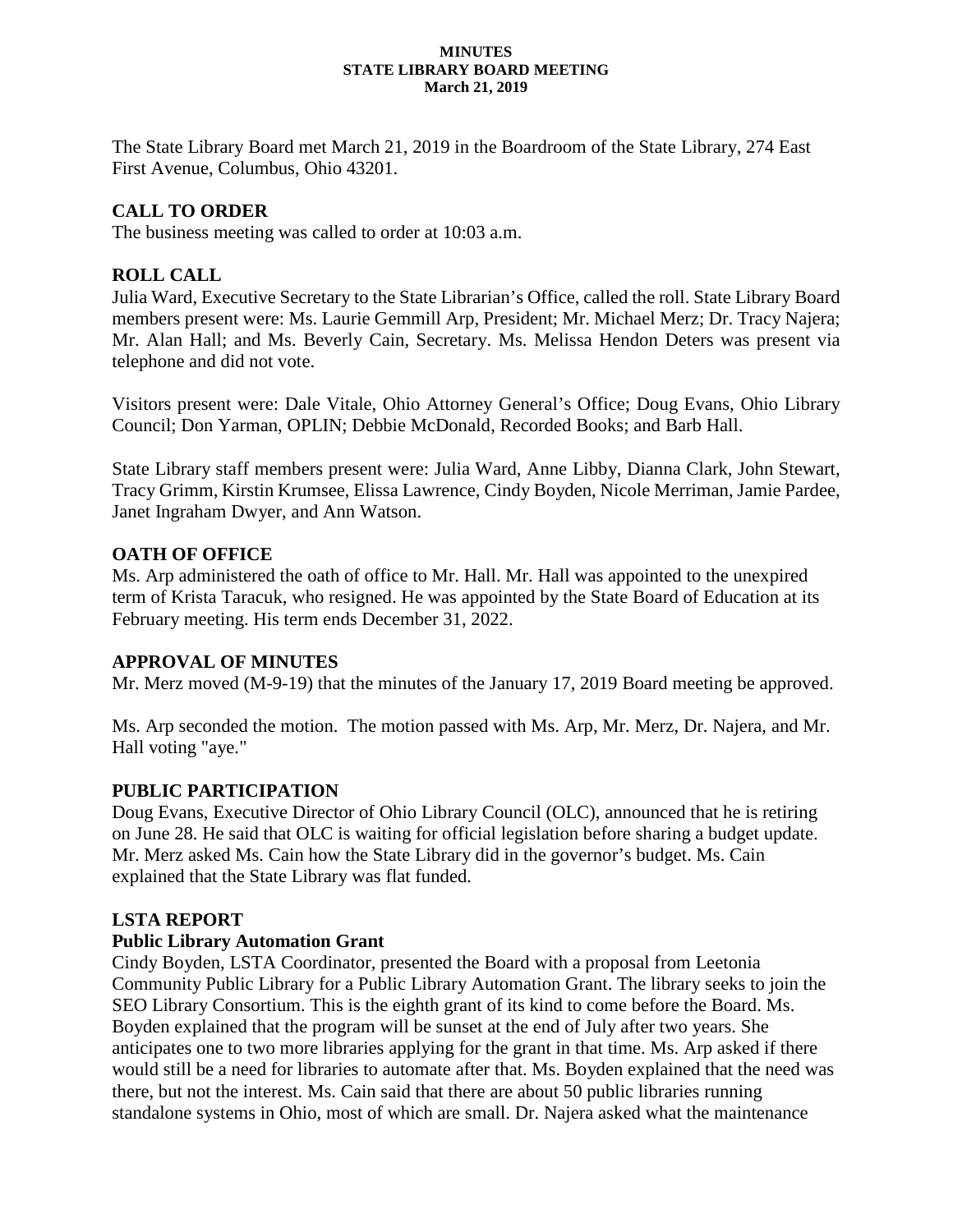**MINUTES**
**STATE LIBRARY BOARD MEETING**
**March 21, 2019**

The State Library Board met March 21, 2019 in the Boardroom of the State Library, 274 East First Avenue, Columbus, Ohio 43201.

## CALL TO ORDER

The business meeting was called to order at 10:03 a.m.

## ROLL CALL

Julia Ward, Executive Secretary to the State Librarian's Office, called the roll. State Library Board members present were: Ms. Laurie Gemmill Arp, President; Mr. Michael Merz; Dr. Tracy Najera; Mr. Alan Hall; and Ms. Beverly Cain, Secretary. Ms. Melissa Hendon Deters was present via telephone and did not vote.

Visitors present were: Dale Vitale, Ohio Attorney General's Office; Doug Evans, Ohio Library Council; Don Yarman, OPLIN; Debbie McDonald, Recorded Books; and Barb Hall.

State Library staff members present were: Julia Ward, Anne Libby, Dianna Clark, John Stewart, Tracy Grimm, Kirstin Krumsee, Elissa Lawrence, Cindy Boyden, Nicole Merriman, Jamie Pardee, Janet Ingraham Dwyer, and Ann Watson.

## OATH OF OFFICE

Ms. Arp administered the oath of office to Mr. Hall. Mr. Hall was appointed to the unexpired term of Krista Taracuk, who resigned. He was appointed by the State Board of Education at its February meeting. His term ends December 31, 2022.

## APPROVAL OF MINUTES

Mr. Merz moved (M-9-19) that the minutes of the January 17, 2019 Board meeting be approved.

Ms. Arp seconded the motion. The motion passed with Ms. Arp, Mr. Merz, Dr. Najera, and Mr. Hall voting "aye."

## PUBLIC PARTICIPATION

Doug Evans, Executive Director of Ohio Library Council (OLC), announced that he is retiring on June 28. He said that OLC is waiting for official legislation before sharing a budget update. Mr. Merz asked Ms. Cain how the State Library did in the governor's budget. Ms. Cain explained that the State Library was flat funded.

## LSTA REPORT

### Public Library Automation Grant

Cindy Boyden, LSTA Coordinator, presented the Board with a proposal from Leetonia Community Public Library for a Public Library Automation Grant. The library seeks to join the SEO Library Consortium. This is the eighth grant of its kind to come before the Board. Ms. Boyden explained that the program will be sunset at the end of July after two years. She anticipates one to two more libraries applying for the grant in that time. Ms. Arp asked if there would still be a need for libraries to automate after that. Ms. Boyden explained that the need was there, but not the interest. Ms. Cain said that there are about 50 public libraries running standalone systems in Ohio, most of which are small. Dr. Najera asked what the maintenance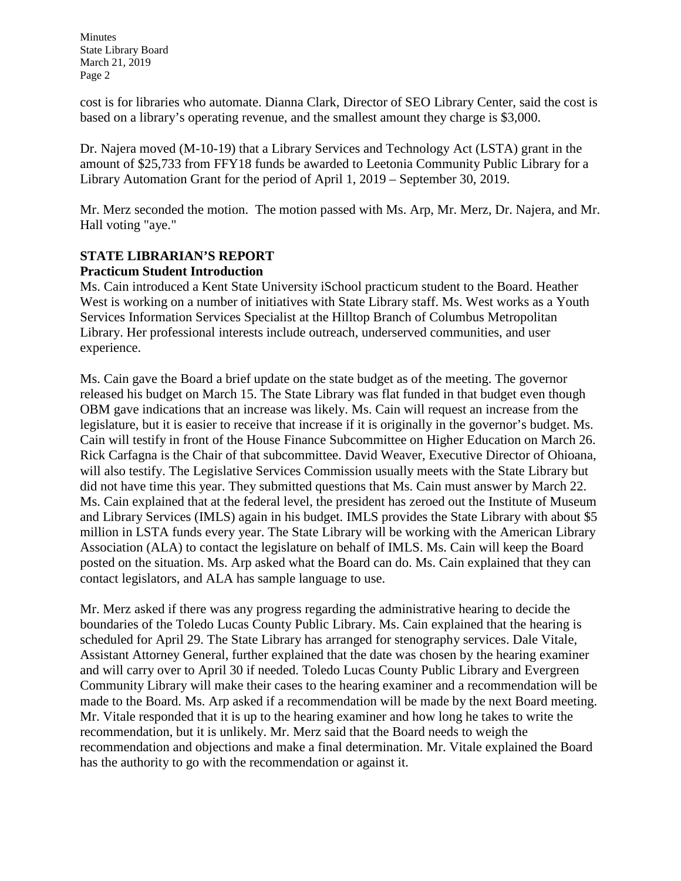cost is for libraries who automate. Dianna Clark, Director of SEO Library Center, said the cost is based on a library's operating revenue, and the smallest amount they charge is $3,000.

Dr. Najera moved (M-10-19) that a Library Services and Technology Act (LSTA) grant in the amount of $25,733 from FFY18 funds be awarded to Leetonia Community Public Library for a Library Automation Grant for the period of April 1, 2019 – September 30, 2019.

Mr. Merz seconded the motion. The motion passed with Ms. Arp, Mr. Merz, Dr. Najera, and Mr. Hall voting "aye."

**STATE LIBRARIAN'S REPORT**

**Practicum Student Introduction**

Ms. Cain introduced a Kent State University iSchool practicum student to the Board. Heather West is working on a number of initiatives with State Library staff. Ms. West works as a Youth Services Information Services Specialist at the Hilltop Branch of Columbus Metropolitan Library. Her professional interests include outreach, underserved communities, and user experience.

Ms. Cain gave the Board a brief update on the state budget as of the meeting. The governor released his budget on March 15. The State Library was flat funded in that budget even though OBM gave indications that an increase was likely. Ms. Cain will request an increase from the legislature, but it is easier to receive that increase if it is originally in the governor's budget. Ms. Cain will testify in front of the House Finance Subcommittee on Higher Education on March 26. Rick Carfagna is the Chair of that subcommittee. David Weaver, Executive Director of Ohioana, will also testify. The Legislative Services Commission usually meets with the State Library but did not have time this year. They submitted questions that Ms. Cain must answer by March 22. Ms. Cain explained that at the federal level, the president has zeroed out the Institute of Museum and Library Services (IMLS) again in his budget. IMLS provides the State Library with about $5 million in LSTA funds every year. The State Library will be working with the American Library Association (ALA) to contact the legislature on behalf of IMLS. Ms. Cain will keep the Board posted on the situation. Ms. Arp asked what the Board can do. Ms. Cain explained that they can contact legislators, and ALA has sample language to use.

Mr. Merz asked if there was any progress regarding the administrative hearing to decide the boundaries of the Toledo Lucas County Public Library. Ms. Cain explained that the hearing is scheduled for April 29. The State Library has arranged for stenography services. Dale Vitale, Assistant Attorney General, further explained that the date was chosen by the hearing examiner and will carry over to April 30 if needed. Toledo Lucas County Public Library and Evergreen Community Library will make their cases to the hearing examiner and a recommendation will be made to the Board. Ms. Arp asked if a recommendation will be made by the next Board meeting. Mr. Vitale responded that it is up to the hearing examiner and how long he takes to write the recommendation, but it is unlikely. Mr. Merz said that the Board needs to weigh the recommendation and objections and make a final determination. Mr. Vitale explained the Board has the authority to go with the recommendation or against it.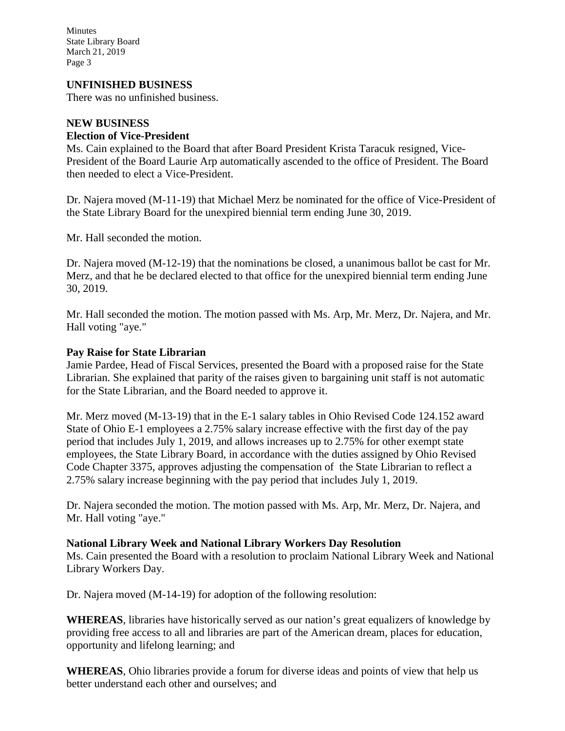## UNFINISHED BUSINESS

There was no unfinished business.

## NEW BUSINESS

### Election of Vice-President

Ms. Cain explained to the Board that after Board President Krista Taracuk resigned, Vice-President of the Board Laurie Arp automatically ascended to the office of President. The Board then needed to elect a Vice-President.

Dr. Najera moved (M-11-19) that Michael Merz be nominated for the office of Vice-President of the State Library Board for the unexpired biennial term ending June 30, 2019.

Mr. Hall seconded the motion.

Dr. Najera moved (M-12-19) that the nominations be closed, a unanimous ballot be cast for Mr. Merz, and that he be declared elected to that office for the unexpired biennial term ending June 30, 2019.

Mr. Hall seconded the motion. The motion passed with Ms. Arp, Mr. Merz, Dr. Najera, and Mr. Hall voting "aye."

### Pay Raise for State Librarian

Jamie Pardee, Head of Fiscal Services, presented the Board with a proposed raise for the State Librarian. She explained that parity of the raises given to bargaining unit staff is not automatic for the State Librarian, and the Board needed to approve it.

Mr. Merz moved (M-13-19) that in the E-1 salary tables in Ohio Revised Code 124.152 award State of Ohio E-1 employees a 2.75% salary increase effective with the first day of the pay period that includes July 1, 2019, and allows increases up to 2.75% for other exempt state employees, the State Library Board, in accordance with the duties assigned by Ohio Revised Code Chapter 3375, approves adjusting the compensation of the State Librarian to reflect a 2.75% salary increase beginning with the pay period that includes July 1, 2019.

Dr. Najera seconded the motion. The motion passed with Ms. Arp, Mr. Merz, Dr. Najera, and Mr. Hall voting "aye."

### National Library Week and National Library Workers Day Resolution

Ms. Cain presented the Board with a resolution to proclaim National Library Week and National Library Workers Day.

Dr. Najera moved (M-14-19) for adoption of the following resolution:

**WHEREAS**, libraries have historically served as our nation's great equalizers of knowledge by providing free access to all and libraries are part of the American dream, places for education, opportunity and lifelong learning; and

**WHEREAS**, Ohio libraries provide a forum for diverse ideas and points of view that help us better understand each other and ourselves; and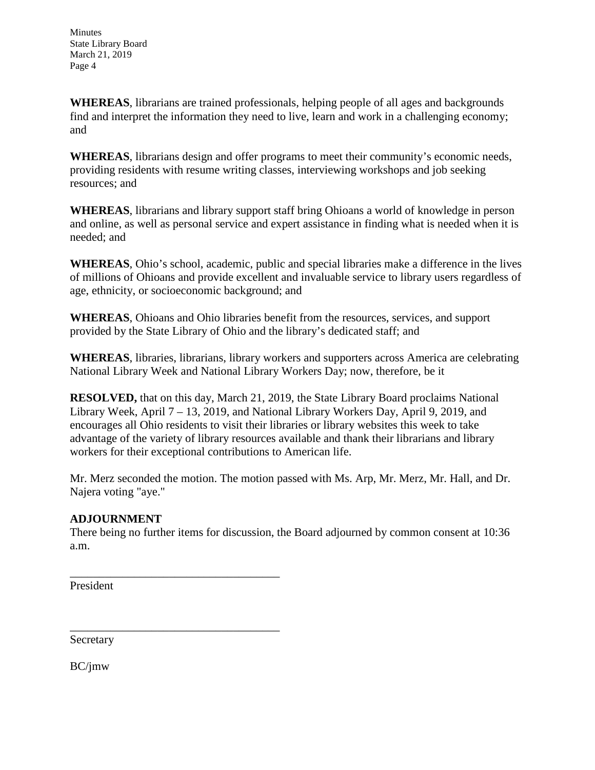**WHEREAS**, librarians are trained professionals, helping people of all ages and backgrounds find and interpret the information they need to live, learn and work in a challenging economy; and

**WHEREAS**, librarians design and offer programs to meet their community's economic needs, providing residents with resume writing classes, interviewing workshops and job seeking resources; and

**WHEREAS**, librarians and library support staff bring Ohioans a world of knowledge in person and online, as well as personal service and expert assistance in finding what is needed when it is needed; and

**WHEREAS**, Ohio's school, academic, public and special libraries make a difference in the lives of millions of Ohioans and provide excellent and invaluable service to library users regardless of age, ethnicity, or socioeconomic background; and

**WHEREAS**, Ohioans and Ohio libraries benefit from the resources, services, and support provided by the State Library of Ohio and the library's dedicated staff; and

**WHEREAS**, libraries, librarians, library workers and supporters across America are celebrating National Library Week and National Library Workers Day; now, therefore, be it

**RESOLVED,** that on this day, March 21, 2019, the State Library Board proclaims National Library Week, April 7 – 13, 2019, and National Library Workers Day, April 9, 2019, and encourages all Ohio residents to visit their libraries or library websites this week to take advantage of the variety of library resources available and thank their librarians and library workers for their exceptional contributions to American life.

Mr. Merz seconded the motion. The motion passed with Ms. Arp, Mr. Merz, Mr. Hall, and Dr. Najera voting "aye."

**ADJOURNMENT**

There being no further items for discussion, the Board adjourned by common consent at 10:36 a.m.

____________________________________

President

____________________________________

Secretary

BC/jmw